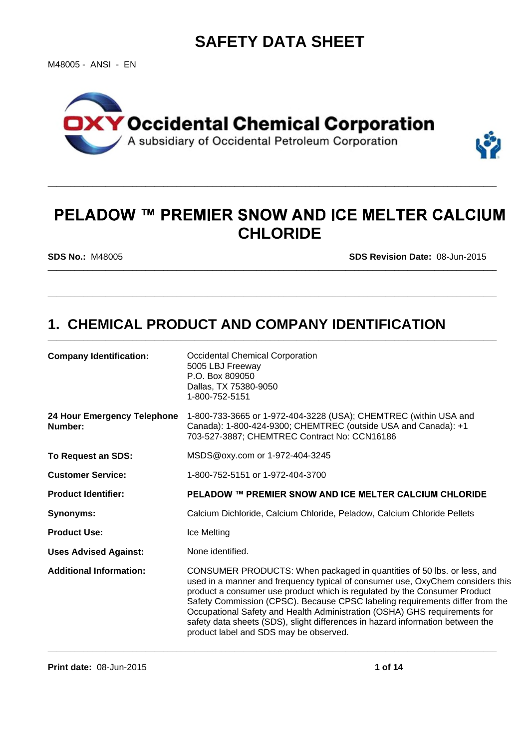# SAFETY DATA SHEET

M48005 - ANSI - EN

**OXY Occidental Chemical Corporation**
A subsidiary of Occidental Petroleum Corporation

# PELADOW ™ PREMIER SNOW AND ICE MELTER CALCIUM CHLORIDE

**SDS No.:** M48005 **SDS Revision Date:** 08-Jun-2015

## 1. CHEMICAL PRODUCT AND COMPANY IDENTIFICATION

| | |
|---|---|
| **Company Identification:** | Occidental Chemical Corporation<br>5005 LBJ Freeway<br>P.O. Box 809050<br>Dallas, TX 75380-9050<br>1-800-752-5151 |
| **24 Hour Emergency Telephone Number:** | 1-800-733-3665 or 1-972-404-3228 (USA); CHEMTREC (within USA and Canada): 1-800-424-9300; CHEMTREC (outside USA and Canada): +1 703-527-3887; CHEMTREC Contract No: CCN16186 |
| **To Request an SDS:** | MSDS@oxy.com or 1-972-404-3245 |
| **Customer Service:** | 1-800-752-5151 or 1-972-404-3700 |
| **Product Identifier:** | **PELADOW ™ PREMIER SNOW AND ICE MELTER CALCIUM CHLORIDE** |
| **Synonyms:** | Calcium Dichloride, Calcium Chloride, Peladow, Calcium Chloride Pellets |
| **Product Use:** | Ice Melting |
| **Uses Advised Against:** | None identified. |
| **Additional Information:** | CONSUMER PRODUCTS: When packaged in quantities of 50 lbs. or less, and used in a manner and frequency typical of consumer use, OxyChem considers this product a consumer use product which is regulated by the Consumer Product Safety Commission (CPSC). Because CPSC labeling requirements differ from the Occupational Safety and Health Administration (OSHA) GHS requirements for safety data sheets (SDS), slight differences in hazard information between the product label and SDS may be observed. |

**Print date:** 08-Jun-2015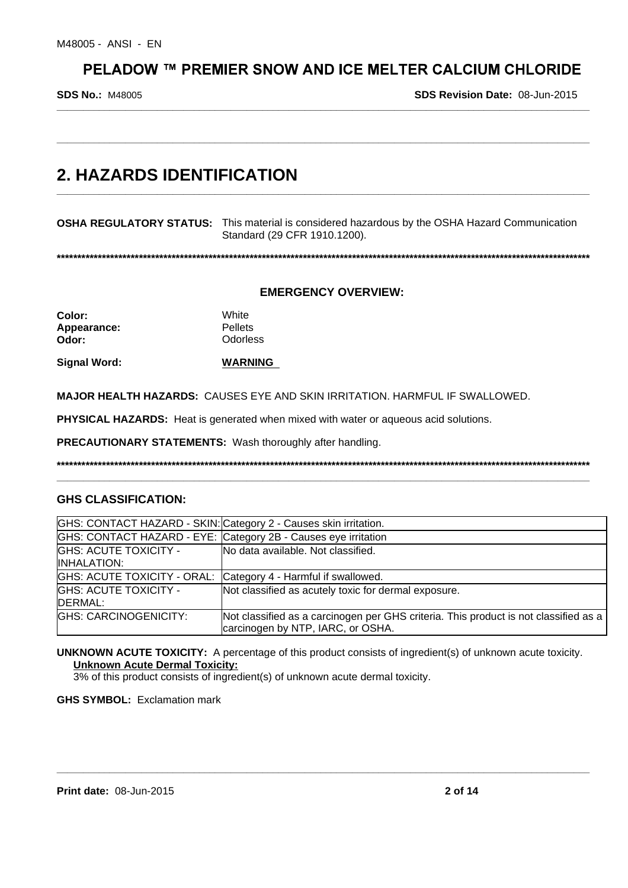## 2. HAZARDS IDENTIFICATION

**OSHA REGULATORY STATUS:** This material is considered hazardous by the OSHA Hazard Communication Standard (29 CFR 1910.1200).

******************************************************************************************************************************

### EMERGENCY OVERVIEW:

**Color:** White
**Appearance:** Pellets
**Odor:** Odorless

**Signal Word:** **WARNING**

**MAJOR HEALTH HAZARDS:** CAUSES EYE AND SKIN IRRITATION. HARMFUL IF SWALLOWED.

**PHYSICAL HAZARDS:** Heat is generated when mixed with water or aqueous acid solutions.

**PRECAUTIONARY STATEMENTS:** Wash thoroughly after handling.

******************************************************************************************************************************

### GHS CLASSIFICATION:

| | |
|---|---|
| GHS: CONTACT HAZARD - SKIN: | Category 2 - Causes skin irritation. |
| GHS: CONTACT HAZARD - EYE: | Category 2B - Causes eye irritation |
| GHS: ACUTE TOXICITY - INHALATION: | No data available. Not classified. |
| GHS: ACUTE TOXICITY - ORAL: | Category 4 - Harmful if swallowed. |
| GHS: ACUTE TOXICITY - DERMAL: | Not classified as acutely toxic for dermal exposure. |
| GHS: CARCINOGENICITY: | Not classified as a carcinogen per GHS criteria. This product is not classified as a carcinogen by NTP, IARC, or OSHA. |

**UNKNOWN ACUTE TOXICITY:** A percentage of this product consists of ingredient(s) of unknown acute toxicity.

**Unknown Acute Dermal Toxicity:**

3% of this product consists of ingredient(s) of unknown acute dermal toxicity.

**GHS SYMBOL:** Exclamation mark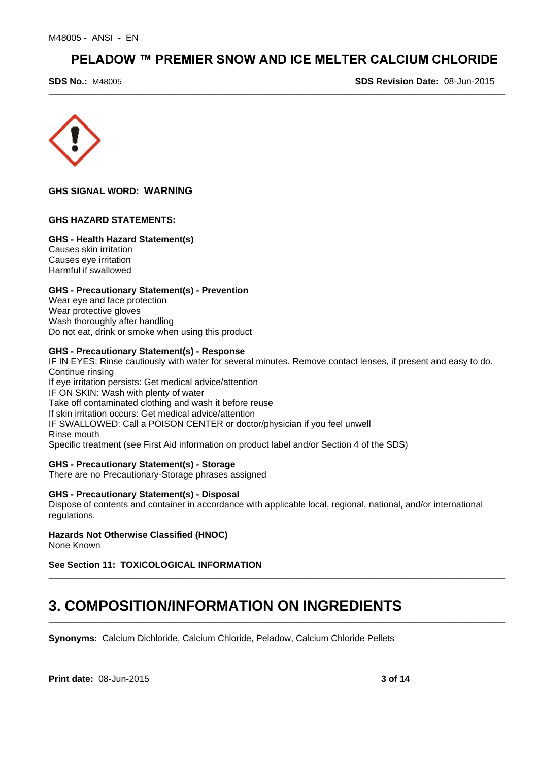**GHS SIGNAL WORD: WARNING**

**GHS HAZARD STATEMENTS:**

**GHS - Health Hazard Statement(s)**
Causes skin irritation
Causes eye irritation
Harmful if swallowed

**GHS - Precautionary Statement(s) - Prevention**
Wear eye and face protection
Wear protective gloves
Wash thoroughly after handling
Do not eat, drink or smoke when using this product

**GHS - Precautionary Statement(s) - Response**
IF IN EYES: Rinse cautiously with water for several minutes. Remove contact lenses, if present and easy to do. Continue rinsing
If eye irritation persists: Get medical advice/attention
IF ON SKIN: Wash with plenty of water
Take off contaminated clothing and wash it before reuse
If skin irritation occurs: Get medical advice/attention
IF SWALLOWED: Call a POISON CENTER or doctor/physician if you feel unwell
Rinse mouth
Specific treatment (see First Aid information on product label and/or Section 4 of the SDS)

**GHS - Precautionary Statement(s) - Storage**
There are no Precautionary-Storage phrases assigned

**GHS - Precautionary Statement(s) - Disposal**
Dispose of contents and container in accordance with applicable local, regional, national, and/or international regulations.

**Hazards Not Otherwise Classified (HNOC)**
None Known

**See Section 11: TOXICOLOGICAL INFORMATION**

# 3. COMPOSITION/INFORMATION ON INGREDIENTS

**Synonyms:** Calcium Dichloride, Calcium Chloride, Peladow, Calcium Chloride Pellets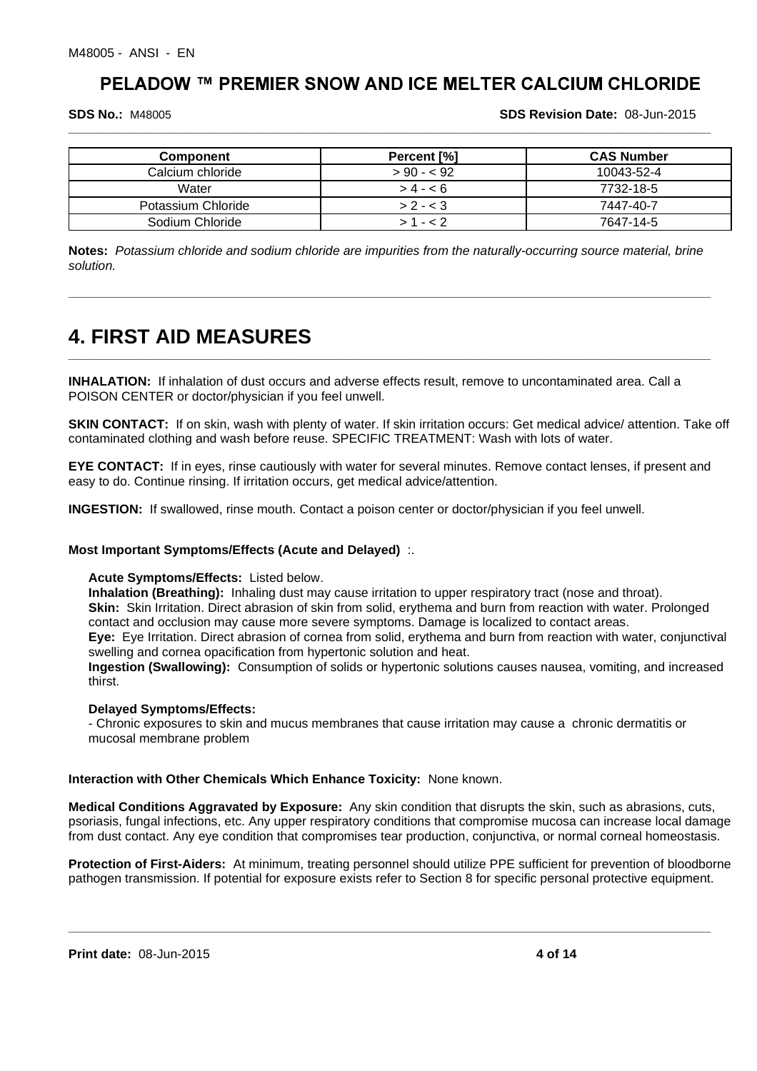| Component | Percent [%] | CAS Number |
| --- | --- | --- |
| Calcium chloride | > 90 - < 92 | 10043-52-4 |
| Water | > 4 - < 6 | 7732-18-5 |
| Potassium Chloride | > 2 - < 3 | 7447-40-7 |
| Sodium Chloride | > 1 - < 2 | 7647-14-5 |

**Notes:** *Potassium chloride and sodium chloride are impurities from the naturally-occurring source material, brine solution.*

# 4. FIRST AID MEASURES

**INHALATION:** If inhalation of dust occurs and adverse effects result, remove to uncontaminated area. Call a POISON CENTER or doctor/physician if you feel unwell.

**SKIN CONTACT:** If on skin, wash with plenty of water. If skin irritation occurs: Get medical advice/ attention. Take off contaminated clothing and wash before reuse. SPECIFIC TREATMENT: Wash with lots of water.

**EYE CONTACT:** If in eyes, rinse cautiously with water for several minutes. Remove contact lenses, if present and easy to do. Continue rinsing. If irritation occurs, get medical advice/attention.

**INGESTION:** If swallowed, rinse mouth. Contact a poison center or doctor/physician if you feel unwell.

**Most Important Symptoms/Effects (Acute and Delayed)** :.

**Acute Symptoms/Effects:** Listed below.
**Inhalation (Breathing):** Inhaling dust may cause irritation to upper respiratory tract (nose and throat).
**Skin:** Skin Irritation. Direct abrasion of skin from solid, erythema and burn from reaction with water. Prolonged contact and occlusion may cause more severe symptoms. Damage is localized to contact areas.
**Eye:** Eye Irritation. Direct abrasion of cornea from solid, erythema and burn from reaction with water, conjunctival swelling and cornea opacification from hypertonic solution and heat.
**Ingestion (Swallowing):** Consumption of solids or hypertonic solutions causes nausea, vomiting, and increased thirst.

**Delayed Symptoms/Effects:**
- Chronic exposures to skin and mucus membranes that cause irritation may cause a chronic dermatitis or mucosal membrane problem

**Interaction with Other Chemicals Which Enhance Toxicity:** None known.

**Medical Conditions Aggravated by Exposure:** Any skin condition that disrupts the skin, such as abrasions, cuts, psoriasis, fungal infections, etc. Any upper respiratory conditions that compromise mucosa can increase local damage from dust contact. Any eye condition that compromises tear production, conjunctiva, or normal corneal homeostasis.

**Protection of First-Aiders:** At minimum, treating personnel should utilize PPE sufficient for prevention of bloodborne pathogen transmission. If potential for exposure exists refer to Section 8 for specific personal protective equipment.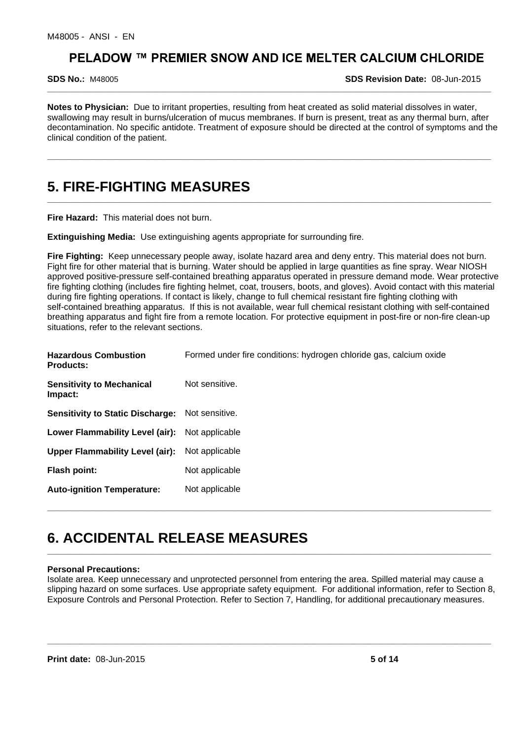**Notes to Physician:** Due to irritant properties, resulting from heat created as solid material dissolves in water, swallowing may result in burns/ulceration of mucus membranes. If burn is present, treat as any thermal burn, after decontamination. No specific antidote. Treatment of exposure should be directed at the control of symptoms and the clinical condition of the patient.

## 5. FIRE-FIGHTING MEASURES

**Fire Hazard:** This material does not burn.

**Extinguishing Media:** Use extinguishing agents appropriate for surrounding fire.

**Fire Fighting:** Keep unnecessary people away, isolate hazard area and deny entry. This material does not burn. Fight fire for other material that is burning. Water should be applied in large quantities as fine spray. Wear NIOSH approved positive-pressure self-contained breathing apparatus operated in pressure demand mode. Wear protective fire fighting clothing (includes fire fighting helmet, coat, trousers, boots, and gloves). Avoid contact with this material during fire fighting operations. If contact is likely, change to full chemical resistant fire fighting clothing with self-contained breathing apparatus. If this is not available, wear full chemical resistant clothing with self-contained breathing apparatus and fight fire from a remote location. For protective equipment in post-fire or non-fire clean-up situations, refer to the relevant sections.

| | |
|---|---|
| **Hazardous Combustion Products:** | Formed under fire conditions: hydrogen chloride gas, calcium oxide |
| **Sensitivity to Mechanical Impact:** | Not sensitive. |
| **Sensitivity to Static Discharge:** | Not sensitive. |
| **Lower Flammability Level (air):** | Not applicable |
| **Upper Flammability Level (air):** | Not applicable |
| **Flash point:** | Not applicable |
| **Auto-ignition Temperature:** | Not applicable |

## 6. ACCIDENTAL RELEASE MEASURES

**Personal Precautions:**
Isolate area. Keep unnecessary and unprotected personnel from entering the area. Spilled material may cause a slipping hazard on some surfaces. Use appropriate safety equipment. For additional information, refer to Section 8, Exposure Controls and Personal Protection. Refer to Section 7, Handling, for additional precautionary measures.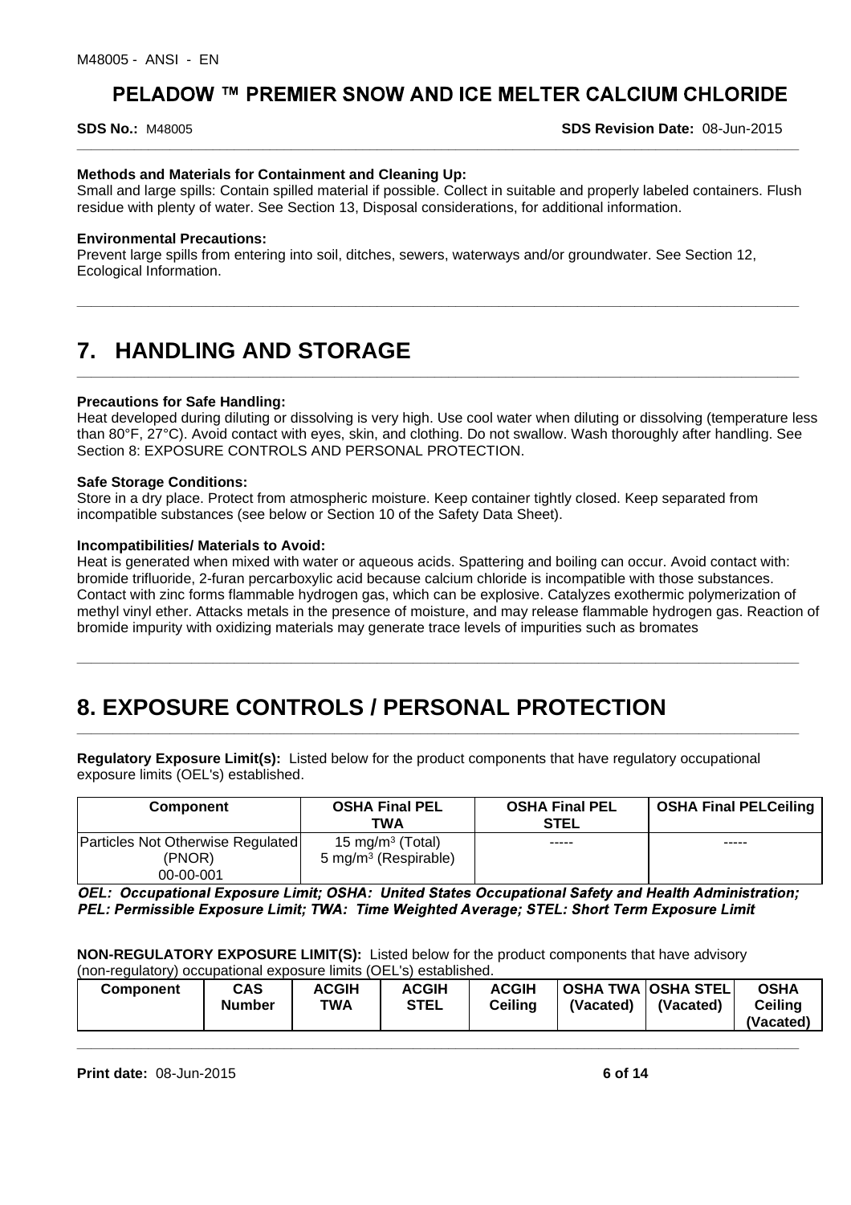**Methods and Materials for Containment and Cleaning Up:**
Small and large spills: Contain spilled material if possible. Collect in suitable and properly labeled containers. Flush residue with plenty of water. See Section 13, Disposal considerations, for additional information.

**Environmental Precautions:**
Prevent large spills from entering into soil, ditches, sewers, waterways and/or groundwater. See Section 12, Ecological Information.

# 7. HANDLING AND STORAGE

**Precautions for Safe Handling:**
Heat developed during diluting or dissolving is very high. Use cool water when diluting or dissolving (temperature less than 80°F, 27°C). Avoid contact with eyes, skin, and clothing. Do not swallow. Wash thoroughly after handling. See Section 8: EXPOSURE CONTROLS AND PERSONAL PROTECTION.

**Safe Storage Conditions:**
Store in a dry place. Protect from atmospheric moisture. Keep container tightly closed. Keep separated from incompatible substances (see below or Section 10 of the Safety Data Sheet).

**Incompatibilities/ Materials to Avoid:**
Heat is generated when mixed with water or aqueous acids. Spattering and boiling can occur. Avoid contact with: bromide trifluoride, 2-furan percarboxylic acid because calcium chloride is incompatible with those substances. Contact with zinc forms flammable hydrogen gas, which can be explosive. Catalyzes exothermic polymerization of methyl vinyl ether. Attacks metals in the presence of moisture, and may release flammable hydrogen gas. Reaction of bromide impurity with oxidizing materials may generate trace levels of impurities such as bromates

# 8. EXPOSURE CONTROLS / PERSONAL PROTECTION

**Regulatory Exposure Limit(s):** Listed below for the product components that have regulatory occupational exposure limits (OEL's) established.

| Component | OSHA Final PEL TWA | OSHA Final PEL STEL | OSHA Final PELCeiling |
|---|---|---|---|
| Particles Not Otherwise Regulated (PNOR) 00-00-001 | 15 mg/m$^3$ (Total)<br>5 mg/m$^3$ (Respirable) | ----- | ----- |

***OEL: Occupational Exposure Limit; OSHA: United States Occupational Safety and Health Administration; PEL: Permissible Exposure Limit; TWA: Time Weighted Average; STEL: Short Term Exposure Limit***

**NON-REGULATORY EXPOSURE LIMIT(S):** Listed below for the product components that have advisory (non-regulatory) occupational exposure limits (OEL's) established.

| Component | CAS Number | ACGIH TWA | ACGIH STEL | ACGIH Ceiling | OSHA TWA (Vacated) | OSHA STEL (Vacated) | OSHA Ceiling (Vacated) |
|---|---|---|---|---|---|---|---|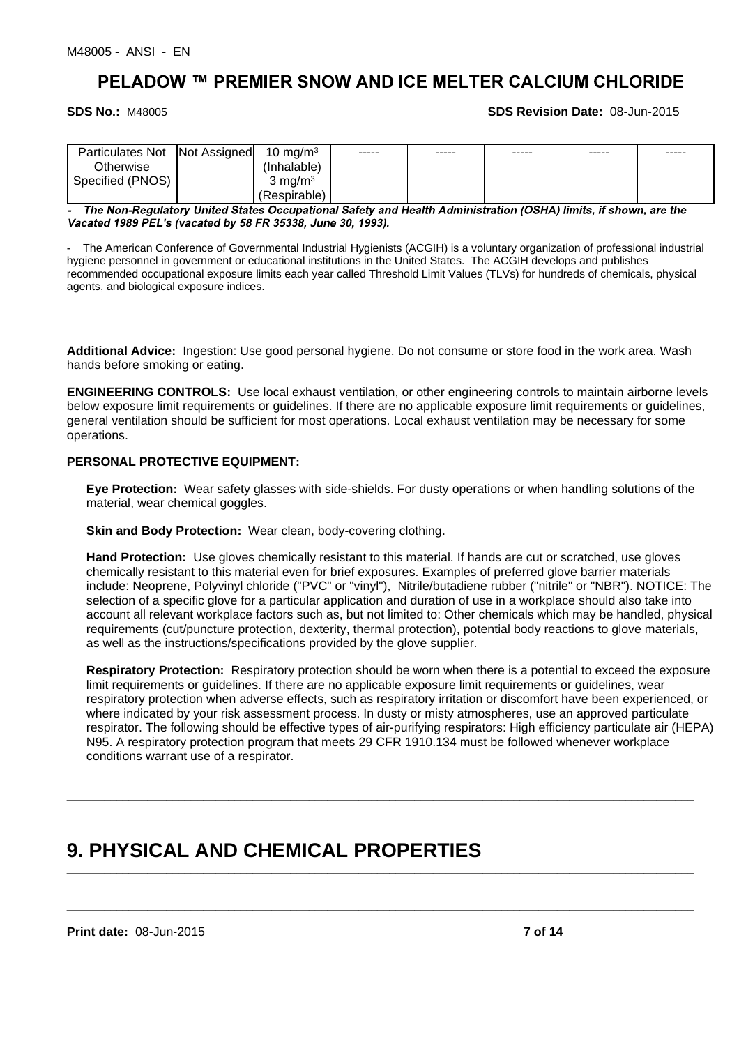| Particulates Not Otherwise Specified (PNOS) | Not Assigned | 10 mg/m³ (Inhalable) 3 mg/m³ (Respirable) | ----- | ----- | ----- | ----- | ----- |
|---|---|---|---|---|---|---|---|

- ***The Non-Regulatory United States Occupational Safety and Health Administration (OSHA) limits, if shown, are the Vacated 1989 PEL's (vacated by 58 FR 35338, June 30, 1993).***

- The American Conference of Governmental Industrial Hygienists (ACGIH) is a voluntary organization of professional industrial hygiene personnel in government or educational institutions in the United States. The ACGIH develops and publishes recommended occupational exposure limits each year called Threshold Limit Values (TLVs) for hundreds of chemicals, physical agents, and biological exposure indices.

**Additional Advice:** Ingestion: Use good personal hygiene. Do not consume or store food in the work area. Wash hands before smoking or eating.

**ENGINEERING CONTROLS:** Use local exhaust ventilation, or other engineering controls to maintain airborne levels below exposure limit requirements or guidelines. If there are no applicable exposure limit requirements or guidelines, general ventilation should be sufficient for most operations. Local exhaust ventilation may be necessary for some operations.

**PERSONAL PROTECTIVE EQUIPMENT:**

**Eye Protection:** Wear safety glasses with side-shields. For dusty operations or when handling solutions of the material, wear chemical goggles.

**Skin and Body Protection:** Wear clean, body-covering clothing.

**Hand Protection:** Use gloves chemically resistant to this material. If hands are cut or scratched, use gloves chemically resistant to this material even for brief exposures. Examples of preferred glove barrier materials include: Neoprene, Polyvinyl chloride ("PVC" or "vinyl"), Nitrile/butadiene rubber ("nitrile" or "NBR"). NOTICE: The selection of a specific glove for a particular application and duration of use in a workplace should also take into account all relevant workplace factors such as, but not limited to: Other chemicals which may be handled, physical requirements (cut/puncture protection, dexterity, thermal protection), potential body reactions to glove materials, as well as the instructions/specifications provided by the glove supplier.

**Respiratory Protection:** Respiratory protection should be worn when there is a potential to exceed the exposure limit requirements or guidelines. If there are no applicable exposure limit requirements or guidelines, wear respiratory protection when adverse effects, such as respiratory irritation or discomfort have been experienced, or where indicated by your risk assessment process. In dusty or misty atmospheres, use an approved particulate respirator. The following should be effective types of air-purifying respirators: High efficiency particulate air (HEPA) N95. A respiratory protection program that meets 29 CFR 1910.134 must be followed whenever workplace conditions warrant use of a respirator.

# 9. PHYSICAL AND CHEMICAL PROPERTIES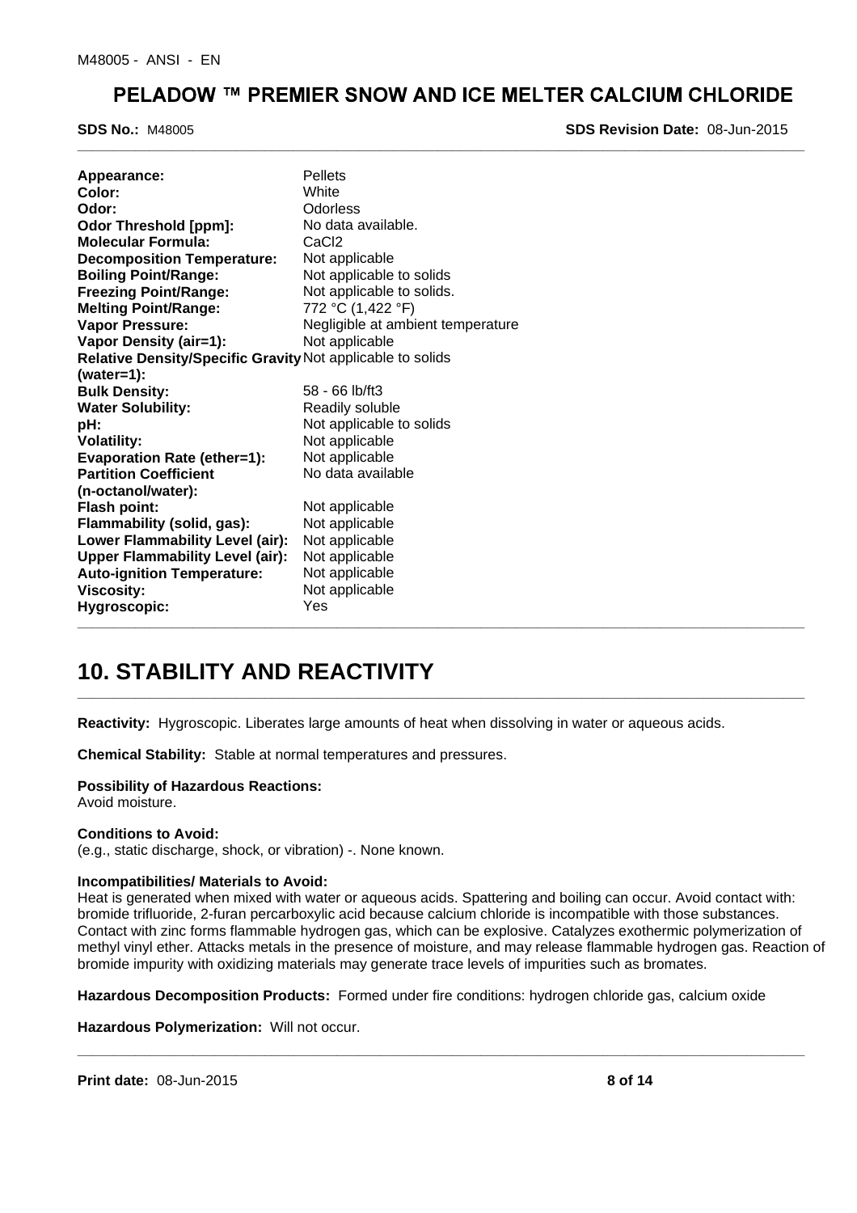| | |
|---|---|
| **Appearance:** | Pellets |
| **Color:** | White |
| **Odor:** | Odorless |
| **Odor Threshold [ppm]:** | No data available. |
| **Molecular Formula:** | $CaCl_2$ |
| **Decomposition Temperature:** | Not applicable |
| **Boiling Point/Range:** | Not applicable to solids |
| **Freezing Point/Range:** | Not applicable to solids. |
| **Melting Point/Range:** | 772 °C (1,422 °F) |
| **Vapor Pressure:** | Negligible at ambient temperature |
| **Vapor Density (air=1):** | Not applicable |
| **Relative Density/Specific Gravity (water=1):** | Not applicable to solids |
| **Bulk Density:** | 58 - 66 lb/ft3 |
| **Water Solubility:** | Readily soluble |
| **pH:** | Not applicable to solids |
| **Volatility:** | Not applicable |
| **Evaporation Rate (ether=1):** | Not applicable |
| **Partition Coefficient (n-octanol/water):** | No data available |
| **Flash point:** | Not applicable |
| **Flammability (solid, gas):** | Not applicable |
| **Lower Flammability Level (air):** | Not applicable |
| **Upper Flammability Level (air):** | Not applicable |
| **Auto-ignition Temperature:** | Not applicable |
| **Viscosity:** | Not applicable |
| **Hygroscopic:** | Yes |

# 10. STABILITY AND REACTIVITY

**Reactivity:** Hygroscopic. Liberates large amounts of heat when dissolving in water or aqueous acids.

**Chemical Stability:** Stable at normal temperatures and pressures.

**Possibility of Hazardous Reactions:**
Avoid moisture.

**Conditions to Avoid:**
(e.g., static discharge, shock, or vibration) -. None known.

**Incompatibilities/ Materials to Avoid:**
Heat is generated when mixed with water or aqueous acids. Spattering and boiling can occur. Avoid contact with: bromide trifluoride, 2-furan percarboxylic acid because calcium chloride is incompatible with those substances. Contact with zinc forms flammable hydrogen gas, which can be explosive. Catalyzes exothermic polymerization of methyl vinyl ether. Attacks metals in the presence of moisture, and may release flammable hydrogen gas. Reaction of bromide impurity with oxidizing materials may generate trace levels of impurities such as bromates.

**Hazardous Decomposition Products:** Formed under fire conditions: hydrogen chloride gas, calcium oxide

**Hazardous Polymerization:** Will not occur.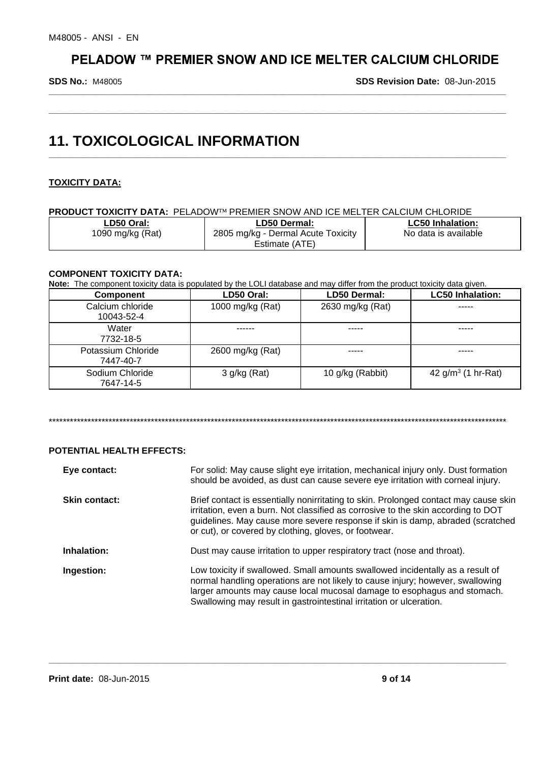# 11. TOXICOLOGICAL INFORMATION

**TOXICITY DATA:**

**PRODUCT TOXICITY DATA:** PELADOW™ PREMIER SNOW AND ICE MELTER CALCIUM CHLORIDE

| LD50 Oral: | LD50 Dermal: | LC50 Inhalation: |
| --- | --- | --- |
| 1090 mg/kg (Rat) | 2805 mg/kg - Dermal Acute Toxicity Estimate (ATE) | No data is available |

**COMPONENT TOXICITY DATA:**

**Note:** The component toxicity data is populated by the LOLI database and may differ from the product toxicity data given.

| Component | LD50 Oral: | LD50 Dermal: | LC50 Inhalation: |
| --- | --- | --- | --- |
| Calcium chloride 10043-52-4 | 1000 mg/kg (Rat) | 2630 mg/kg (Rat) | ----- |
| Water 7732-18-5 | ------ | ----- | ----- |
| Potassium Chloride 7447-40-7 | 2600 mg/kg (Rat) | ----- | ----- |
| Sodium Chloride 7647-14-5 | 3 g/kg (Rat) | 10 g/kg (Rabbit) | 42 $g/m^3$ (1 hr-Rat) |

************************************************************************************************************************************

**POTENTIAL HEALTH EFFECTS:**

**Eye contact:** For solid: May cause slight eye irritation, mechanical injury only. Dust formation should be avoided, as dust can cause severe eye irritation with corneal injury.

**Skin contact:** Brief contact is essentially nonirritating to skin. Prolonged contact may cause skin irritation, even a burn. Not classified as corrosive to the skin according to DOT guidelines. May cause more severe response if skin is damp, abraded (scratched or cut), or covered by clothing, gloves, or footwear.

**Inhalation:** Dust may cause irritation to upper respiratory tract (nose and throat).

**Ingestion:** Low toxicity if swallowed. Small amounts swallowed incidentally as a result of normal handling operations are not likely to cause injury; however, swallowing larger amounts may cause local mucosal damage to esophagus and stomach. Swallowing may result in gastrointestinal irritation or ulceration.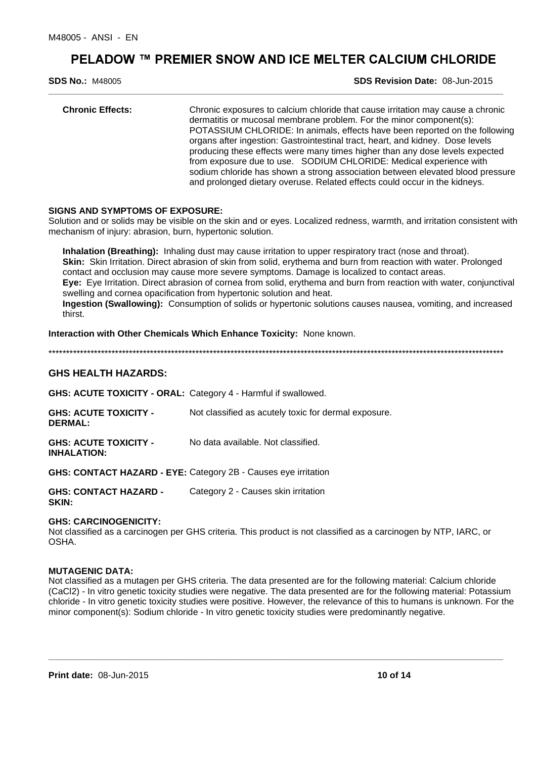**Chronic Effects:** Chronic exposures to calcium chloride that cause irritation may cause a chronic dermatitis or mucosal membrane problem. For the minor component(s): POTASSIUM CHLORIDE: In animals, effects have been reported on the following organs after ingestion: Gastrointestinal tract, heart, and kidney. Dose levels producing these effects were many times higher than any dose levels expected from exposure due to use. SODIUM CHLORIDE: Medical experience with sodium chloride has shown a strong association between elevated blood pressure and prolonged dietary overuse. Related effects could occur in the kidneys.

**SIGNS AND SYMPTOMS OF EXPOSURE:**
Solution and or solids may be visible on the skin and or eyes. Localized redness, warmth, and irritation consistent with mechanism of injury: abrasion, burn, hypertonic solution.

**Inhalation (Breathing):** Inhaling dust may cause irritation to upper respiratory tract (nose and throat).
**Skin:** Skin Irritation. Direct abrasion of skin from solid, erythema and burn from reaction with water. Prolonged contact and occlusion may cause more severe symptoms. Damage is localized to contact areas.
**Eye:** Eye Irritation. Direct abrasion of cornea from solid, erythema and burn from reaction with water, conjunctival swelling and cornea opacification from hypertonic solution and heat.
**Ingestion (Swallowing):** Consumption of solids or hypertonic solutions causes nausea, vomiting, and increased thirst.

**Interaction with Other Chemicals Which Enhance Toxicity:** None known.

*****************************************************************************************************************************

## GHS HEALTH HAZARDS:

**GHS: ACUTE TOXICITY - ORAL:** Category 4 - Harmful if swallowed.

**GHS: ACUTE TOXICITY - DERMAL:** Not classified as acutely toxic for dermal exposure.

**GHS: ACUTE TOXICITY - INHALATION:** No data available. Not classified.

**GHS: CONTACT HAZARD - EYE:** Category 2B - Causes eye irritation

**GHS: CONTACT HAZARD - SKIN:** Category 2 - Causes skin irritation

**GHS: CARCINOGENICITY:**
Not classified as a carcinogen per GHS criteria. This product is not classified as a carcinogen by NTP, IARC, or OSHA.

**MUTAGENIC DATA:**
Not classified as a mutagen per GHS criteria. The data presented are for the following material: Calcium chloride ($CaCl_2$) - In vitro genetic toxicity studies were negative. The data presented are for the following material: Potassium chloride - In vitro genetic toxicity studies were positive. However, the relevance of this to humans is unknown. For the minor component(s): Sodium chloride - In vitro genetic toxicity studies were predominantly negative.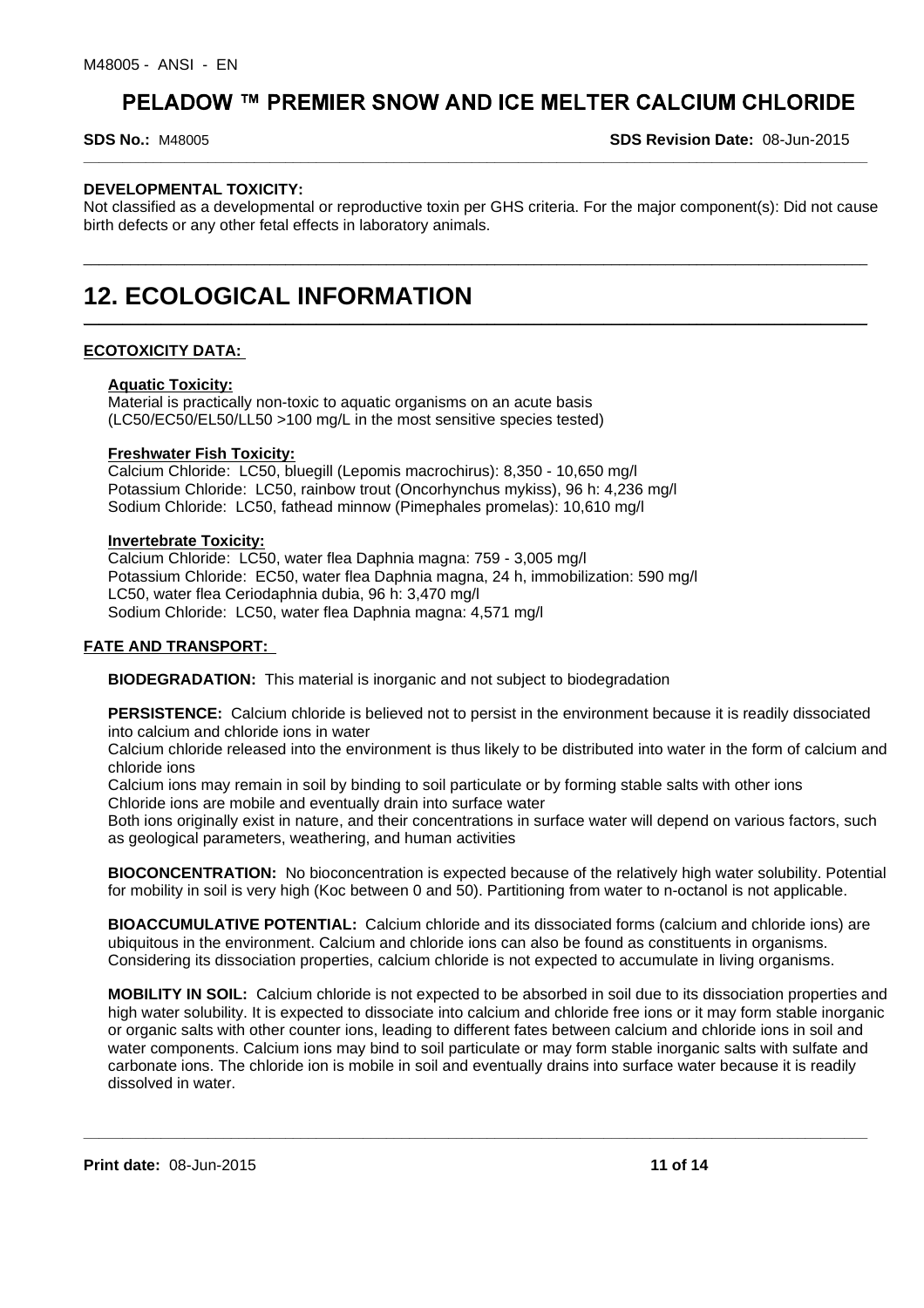**DEVELOPMENTAL TOXICITY:**
Not classified as a developmental or reproductive toxin per GHS criteria. For the major component(s): Did not cause birth defects or any other fetal effects in laboratory animals.

# 12. ECOLOGICAL INFORMATION

**ECOTOXICITY DATA:**

**Aquatic Toxicity:**
Material is practically non-toxic to aquatic organisms on an acute basis (LC50/EC50/EL50/LL50 >100 mg/L in the most sensitive species tested)

**Freshwater Fish Toxicity:**
Calcium Chloride: LC50, bluegill (Lepomis macrochirus): 8,350 - 10,650 mg/l
Potassium Chloride: LC50, rainbow trout (Oncorhynchus mykiss), 96 h: 4,236 mg/l
Sodium Chloride: LC50, fathead minnow (Pimephales promelas): 10,610 mg/l

**Invertebrate Toxicity:**
Calcium Chloride: LC50, water flea Daphnia magna: 759 - 3,005 mg/l
Potassium Chloride: EC50, water flea Daphnia magna, 24 h, immobilization: 590 mg/l
LC50, water flea Ceriodaphnia dubia, 96 h: 3,470 mg/l
Sodium Chloride: LC50, water flea Daphnia magna: 4,571 mg/l

**FATE AND TRANSPORT:**

**BIODEGRADATION:** This material is inorganic and not subject to biodegradation

**PERSISTENCE:** Calcium chloride is believed not to persist in the environment because it is readily dissociated into calcium and chloride ions in water
Calcium chloride released into the environment is thus likely to be distributed into water in the form of calcium and chloride ions
Calcium ions may remain in soil by binding to soil particulate or by forming stable salts with other ions
Chloride ions are mobile and eventually drain into surface water
Both ions originally exist in nature, and their concentrations in surface water will depend on various factors, such as geological parameters, weathering, and human activities

**BIOCONCENTRATION:** No bioconcentration is expected because of the relatively high water solubility. Potential for mobility in soil is very high (Koc between 0 and 50). Partitioning from water to n-octanol is not applicable.

**BIOACCUMULATIVE POTENTIAL:** Calcium chloride and its dissociated forms (calcium and chloride ions) are ubiquitous in the environment. Calcium and chloride ions can also be found as constituents in organisms. Considering its dissociation properties, calcium chloride is not expected to accumulate in living organisms.

**MOBILITY IN SOIL:** Calcium chloride is not expected to be absorbed in soil due to its dissociation properties and high water solubility. It is expected to dissociate into calcium and chloride free ions or it may form stable inorganic or organic salts with other counter ions, leading to different fates between calcium and chloride ions in soil and water components. Calcium ions may bind to soil particulate or may form stable inorganic salts with sulfate and carbonate ions. The chloride ion is mobile in soil and eventually drains into surface water because it is readily dissolved in water.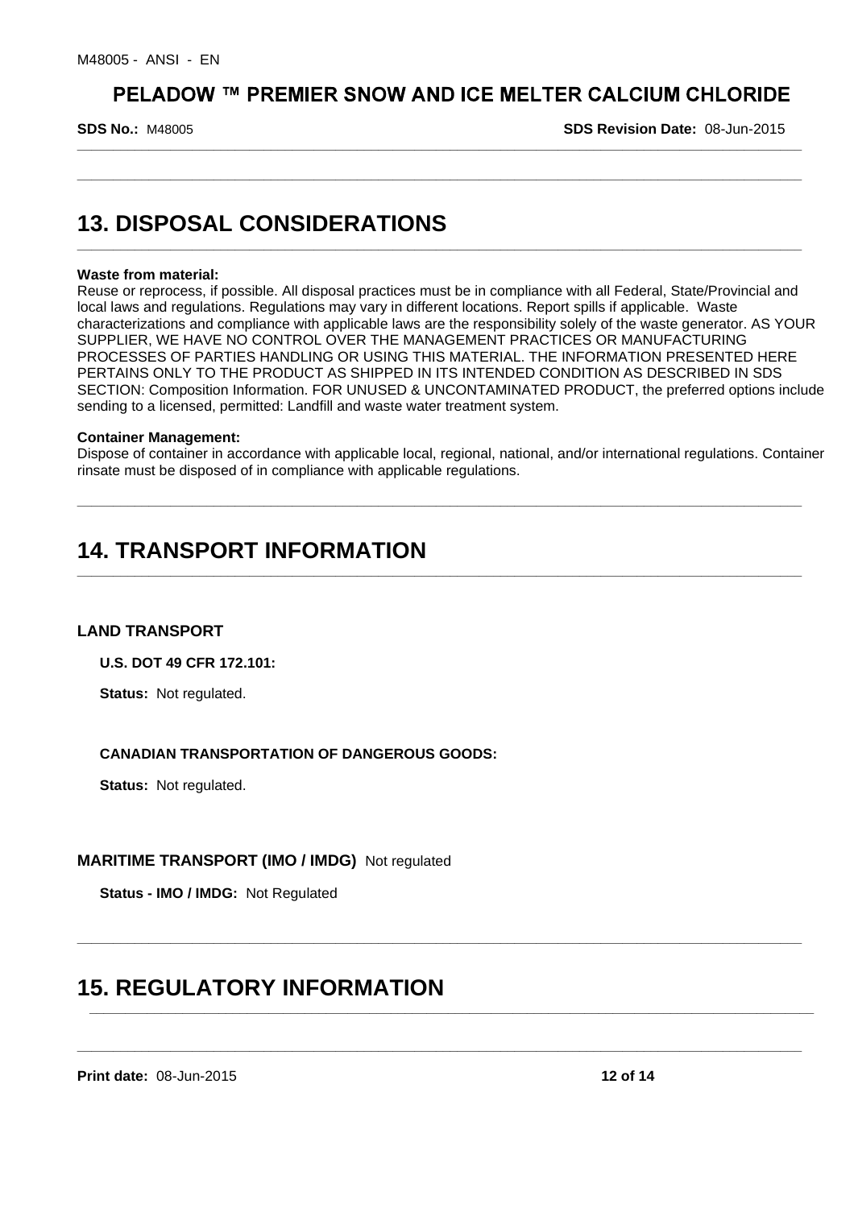## 13. DISPOSAL CONSIDERATIONS

**Waste from material:**
Reuse or reprocess, if possible. All disposal practices must be in compliance with all Federal, State/Provincial and local laws and regulations. Regulations may vary in different locations. Report spills if applicable. Waste characterizations and compliance with applicable laws are the responsibility solely of the waste generator. AS YOUR SUPPLIER, WE HAVE NO CONTROL OVER THE MANAGEMENT PRACTICES OR MANUFACTURING PROCESSES OF PARTIES HANDLING OR USING THIS MATERIAL. THE INFORMATION PRESENTED HERE PERTAINS ONLY TO THE PRODUCT AS SHIPPED IN ITS INTENDED CONDITION AS DESCRIBED IN SDS SECTION: Composition Information. FOR UNUSED & UNCONTAMINATED PRODUCT, the preferred options include sending to a licensed, permitted: Landfill and waste water treatment system.

**Container Management:**
Dispose of container in accordance with applicable local, regional, national, and/or international regulations. Container rinsate must be disposed of in compliance with applicable regulations.

## 14. TRANSPORT INFORMATION

### LAND TRANSPORT

**U.S. DOT 49 CFR 172.101:**

**Status:** Not regulated.

**CANADIAN TRANSPORTATION OF DANGEROUS GOODS:**

**Status:** Not regulated.

### MARITIME TRANSPORT (IMO / IMDG) Not regulated

**Status - IMO / IMDG:** Not Regulated

## 15. REGULATORY INFORMATION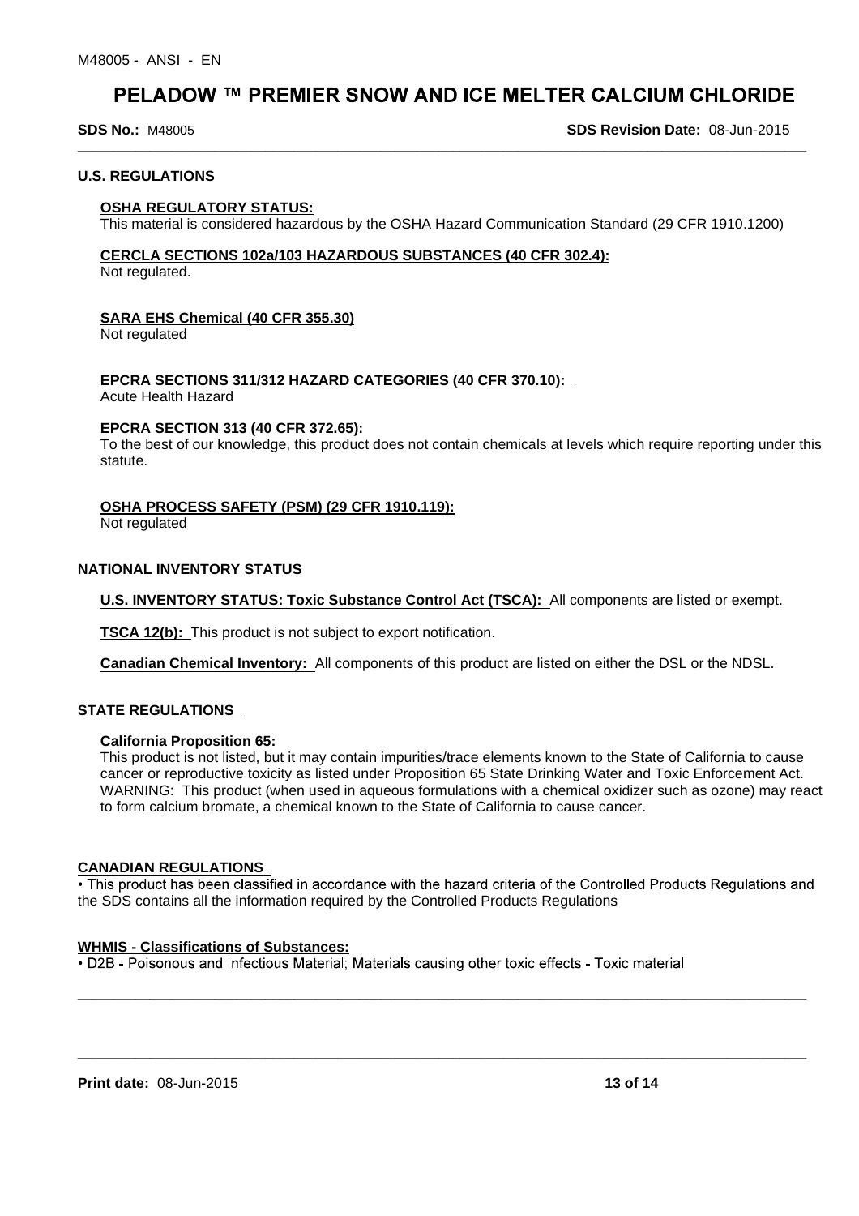## U.S. REGULATIONS

### OSHA REGULATORY STATUS:

This material is considered hazardous by the OSHA Hazard Communication Standard (29 CFR 1910.1200)

### CERCLA SECTIONS 102a/103 HAZARDOUS SUBSTANCES (40 CFR 302.4):

Not regulated.

### SARA EHS Chemical (40 CFR 355.30)

Not regulated

### EPCRA SECTIONS 311/312 HAZARD CATEGORIES (40 CFR 370.10):

Acute Health Hazard

### EPCRA SECTION 313 (40 CFR 372.65):

To the best of our knowledge, this product does not contain chemicals at levels which require reporting under this statute.

### OSHA PROCESS SAFETY (PSM) (29 CFR 1910.119):

Not regulated

## NATIONAL INVENTORY STATUS

**U.S. INVENTORY STATUS: Toxic Substance Control Act (TSCA):** All components are listed or exempt.

**TSCA 12(b):** This product is not subject to export notification.

**Canadian Chemical Inventory:** All components of this product are listed on either the DSL or the NDSL.

## STATE REGULATIONS

**California Proposition 65:**

This product is not listed, but it may contain impurities/trace elements known to the State of California to cause cancer or reproductive toxicity as listed under Proposition 65 State Drinking Water and Toxic Enforcement Act. WARNING: This product (when used in aqueous formulations with a chemical oxidizer such as ozone) may react to form calcium bromate, a chemical known to the State of California to cause cancer.

## CANADIAN REGULATIONS

• This product has been classified in accordance with the hazard criteria of the Controlled Products Regulations and the SDS contains all the information required by the Controlled Products Regulations

### WHMIS - Classifications of Substances:

• D2B - Poisonous and Infectious Material; Materials causing other toxic effects - Toxic material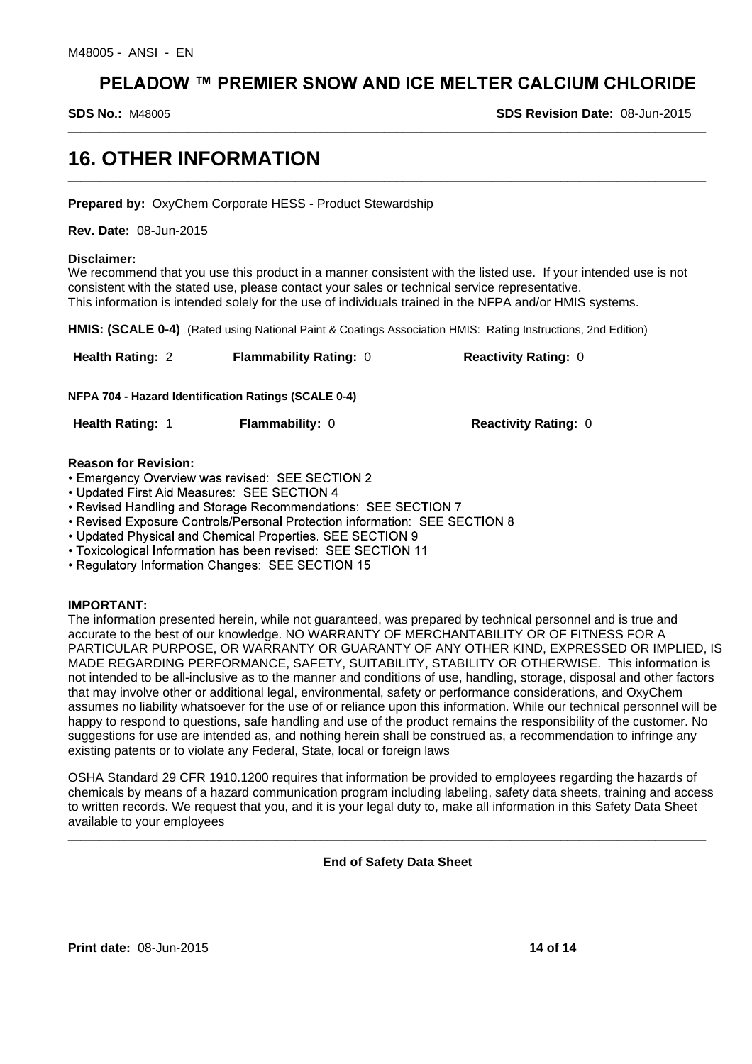# 16. OTHER INFORMATION

**Prepared by:** OxyChem Corporate HESS - Product Stewardship

**Rev. Date:** 08-Jun-2015

**Disclaimer:**
We recommend that you use this product in a manner consistent with the listed use. If your intended use is not consistent with the stated use, please contact your sales or technical service representative.
This information is intended solely for the use of individuals trained in the NFPA and/or HMIS systems.

**HMIS: (SCALE 0-4)** (Rated using National Paint & Coatings Association HMIS: Rating Instructions, 2nd Edition)

| | | |
|---|---|---|
| **Health Rating:** 2 | **Flammability Rating:** 0 | **Reactivity Rating:** 0 |

**NFPA 704 - Hazard Identification Ratings (SCALE 0-4)**

| | | |
|---|---|---|
| **Health Rating:** 1 | **Flammability:** 0 | **Reactivity Rating:** 0 |

**Reason for Revision:**
- Emergency Overview was revised: SEE SECTION 2
- Updated First Aid Measures: SEE SECTION 4
- Revised Handling and Storage Recommendations: SEE SECTION 7
- Revised Exposure Controls/Personal Protection information: SEE SECTION 8
- Updated Physical and Chemical Properties. SEE SECTION 9
- Toxicological Information has been revised: SEE SECTION 11
- Regulatory Information Changes: SEE SECTION 15

**IMPORTANT:**
The information presented herein, while not guaranteed, was prepared by technical personnel and is true and accurate to the best of our knowledge. NO WARRANTY OF MERCHANTABILITY OR OF FITNESS FOR A PARTICULAR PURPOSE, OR WARRANTY OR GUARANTY OF ANY OTHER KIND, EXPRESSED OR IMPLIED, IS MADE REGARDING PERFORMANCE, SAFETY, SUITABILITY, STABILITY OR OTHERWISE. This information is not intended to be all-inclusive as to the manner and conditions of use, handling, storage, disposal and other factors that may involve other or additional legal, environmental, safety or performance considerations, and OxyChem assumes no liability whatsoever for the use of or reliance upon this information. While our technical personnel will be happy to respond to questions, safe handling and use of the product remains the responsibility of the customer. No suggestions for use are intended as, and nothing herein shall be construed as, a recommendation to infringe any existing patents or to violate any Federal, State, local or foreign laws

OSHA Standard 29 CFR 1910.1200 requires that information be provided to employees regarding the hazards of chemicals by means of a hazard communication program including labeling, safety data sheets, training and access to written records. We request that you, and it is your legal duty to, make all information in this Safety Data Sheet available to your employees

**End of Safety Data Sheet**